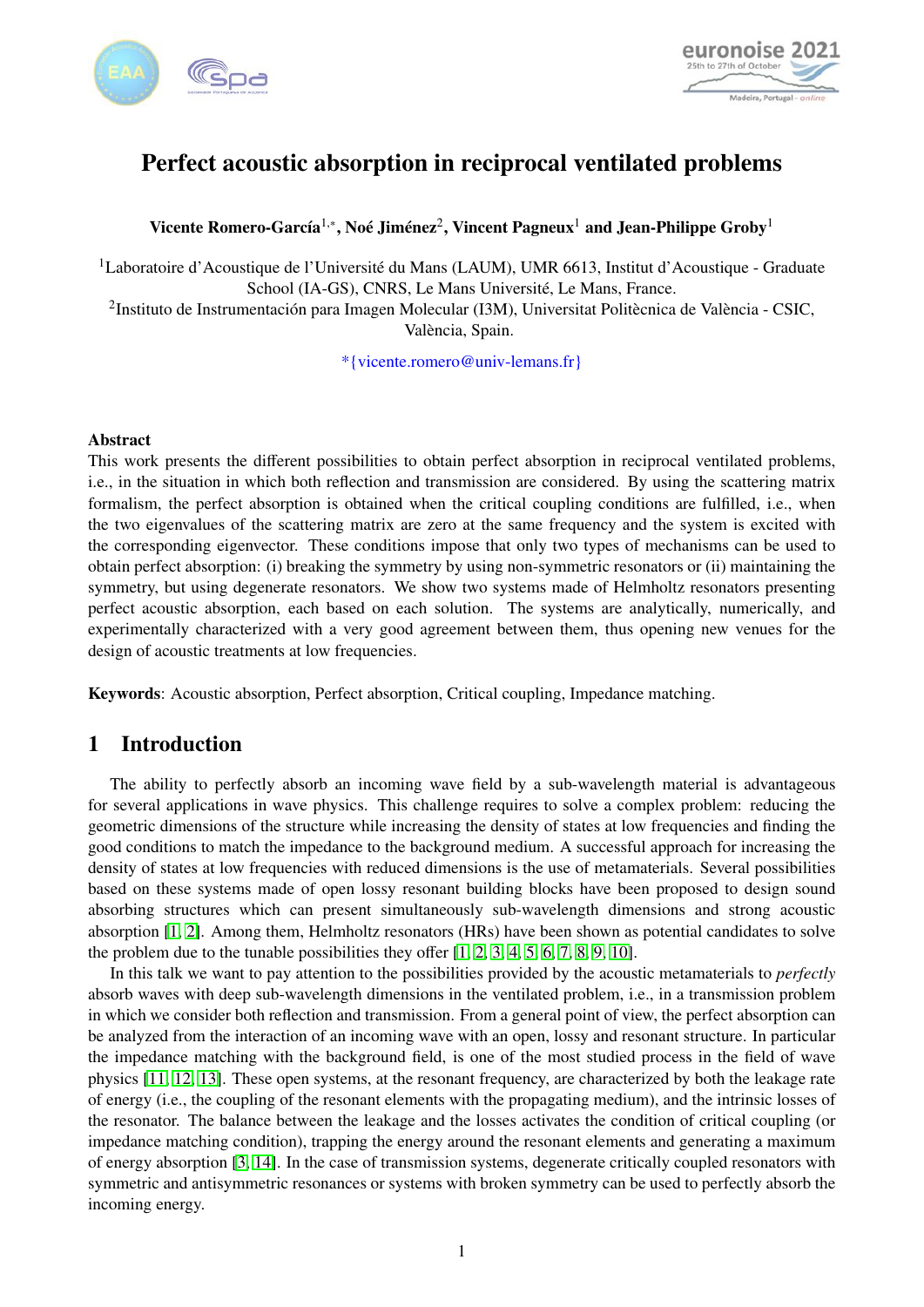# Perfect acoustic absorption in reciprocal ventilated problems

**Vicente Romero-García[1,*], Noé Jiménez[2], Vincent Pagneux[1] and Jean-Philippe Groby[1]**

[1]Laboratoire d'Acoustique de l'Université du Mans (LAUM), UMR 6613, Institut d'Acoustique - Graduate School (IA-GS), CNRS, Le Mans Université, Le Mans, France.
[2]Instituto de Instrumentación para Imagen Molecular (I3M), Universitat Politècnica de València - CSIC, València, Spain.

*{vicente.romero@univ-lemans.fr}

### Abstract

This work presents the different possibilities to obtain perfect absorption in reciprocal ventilated problems, i.e., in the situation in which both reflection and transmission are considered. By using the scattering matrix formalism, the perfect absorption is obtained when the critical coupling conditions are fulfilled, i.e., when the two eigenvalues of the scattering matrix are zero at the same frequency and the system is excited with the corresponding eigenvector. These conditions impose that only two types of mechanisms can be used to obtain perfect absorption: (i) breaking the symmetry by using non-symmetric resonators or (ii) maintaining the symmetry, but using degenerate resonators. We show two systems made of Helmholtz resonators presenting perfect acoustic absorption, each based on each solution. The systems are analytically, numerically, and experimentally characterized with a very good agreement between them, thus opening new venues for the design of acoustic treatments at low frequencies.

**Keywords**: Acoustic absorption, Perfect absorption, Critical coupling, Impedance matching.

## 1 Introduction

The ability to perfectly absorb an incoming wave field by a sub-wavelength material is advantageous for several applications in wave physics. This challenge requires to solve a complex problem: reducing the geometric dimensions of the structure while increasing the density of states at low frequencies and finding the good conditions to match the impedance to the background medium. A successful approach for increasing the density of states at low frequencies with reduced dimensions is the use of metamaterials. Several possibilities based on these systems made of open lossy resonant building blocks have been proposed to design sound absorbing structures which can present simultaneously sub-wavelength dimensions and strong acoustic absorption [1, 2]. Among them, Helmholtz resonators (HRs) have been shown as potential candidates to solve the problem due to the tunable possibilities they offer [1, 2, 3, 4, 5, 6, 7, 8, 9, 10].

In this talk we want to pay attention to the possibilities provided by the acoustic metamaterials to *perfectly* absorb waves with deep sub-wavelength dimensions in the ventilated problem, i.e., in a transmission problem in which we consider both reflection and transmission. From a general point of view, the perfect absorption can be analyzed from the interaction of an incoming wave with an open, lossy and resonant structure. In particular the impedance matching with the background field, is one of the most studied process in the field of wave physics [11, 12, 13]. These open systems, at the resonant frequency, are characterized by both the leakage rate of energy (i.e., the coupling of the resonant elements with the propagating medium), and the intrinsic losses of the resonator. The balance between the leakage and the losses activates the condition of critical coupling (or impedance matching condition), trapping the energy around the resonant elements and generating a maximum of energy absorption [3, 14]. In the case of transmission systems, degenerate critically coupled resonators with symmetric and antisymmetric resonances or systems with broken symmetry can be used to perfectly absorb the incoming energy.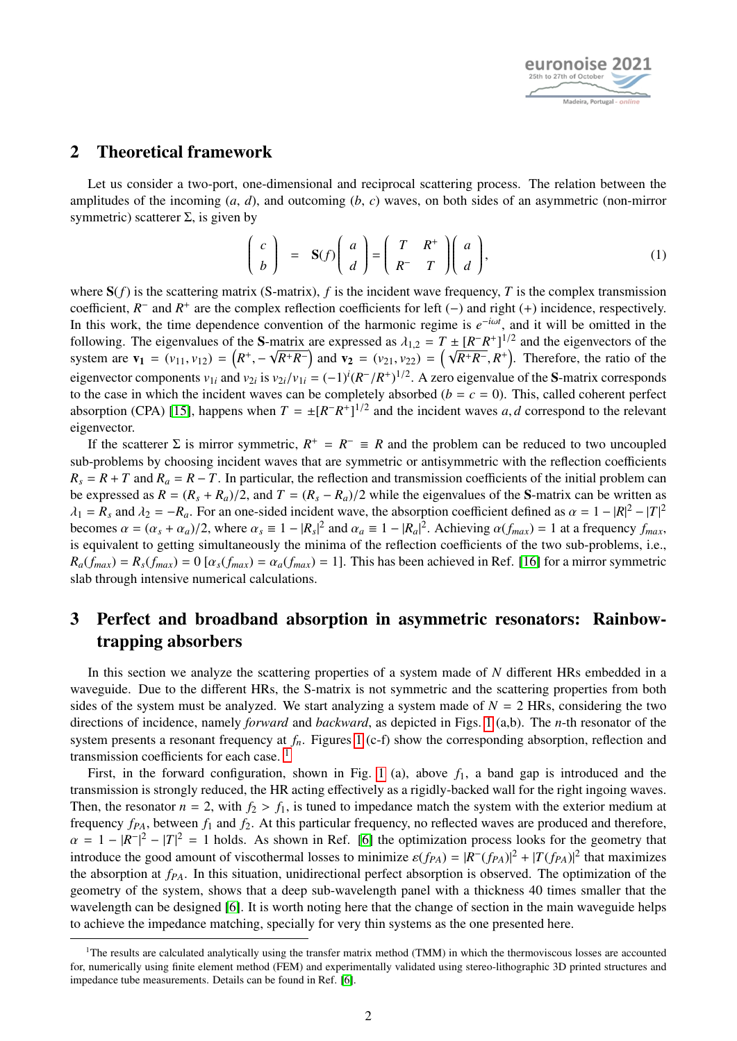## 2 Theoretical framework

Let us consider a two-port, one-dimensional and reciprocal scattering process. The relation between the amplitudes of the incoming ($a$, $d$), and outcoming ($b$, $c$) waves, on both sides of an asymmetric (non-mirror symmetric) scatterer $\Sigma$, is given by

$$\begin{pmatrix} c \\ b \end{pmatrix} = \mathbf{S}(f)\begin{pmatrix} a \\ d \end{pmatrix} = \begin{pmatrix} T & R^+ \\ R^- & T \end{pmatrix}\begin{pmatrix} a \\ d \end{pmatrix}, \tag{1}$$

where $\mathbf{S}(f)$ is the scattering matrix (S-matrix), $f$ is the incident wave frequency, $T$ is the complex transmission coefficient, $R^-$ and $R^+$ are the complex reflection coefficients for left ($-$) and right ($+$) incidence, respectively. In this work, the time dependence convention of the harmonic regime is $e^{-i\omega t}$, and it will be omitted in the following. The eigenvalues of the $\mathbf{S}$-matrix are expressed as $\lambda_{1,2} = T \pm [R^-R^+]^{1/2}$ and the eigenvectors of the system are $\mathbf{v_1} = (v_{11}, v_{12}) = \left(R^+, -\sqrt{R^+R^-}\right)$ and $\mathbf{v_2} = (v_{21}, v_{22}) = \left(\sqrt{R^+R^-}, R^+\right)$. Therefore, the ratio of the eigenvector components $v_{1i}$ and $v_{2i}$ is $v_{2i}/v_{1i} = (-1)^i(R^-/R^+)^{1/2}$. A zero eigenvalue of the $\mathbf{S}$-matrix corresponds to the case in which the incident waves can be completely absorbed ($b = c = 0$). This, called coherent perfect absorption (CPA) [15], happens when $T = \pm[R^-R^+]^{1/2}$ and the incident waves $a, d$ correspond to the relevant eigenvector.

If the scatterer $\Sigma$ is mirror symmetric, $R^+ = R^- \equiv R$ and the problem can be reduced to two uncoupled sub-problems by choosing incident waves that are symmetric or antisymmetric with the reflection coefficients $R_s = R + T$ and $R_a = R - T$. In particular, the reflection and transmission coefficients of the initial problem can be expressed as $R = (R_s + R_a)/2$, and $T = (R_s - R_a)/2$ while the eigenvalues of the $\mathbf{S}$-matrix can be written as $\lambda_1 = R_s$ and $\lambda_2 = -R_a$. For an one-sided incident wave, the absorption coefficient defined as $\alpha = 1 - |R|^2 - |T|^2$ becomes $\alpha = (\alpha_s + \alpha_a)/2$, where $\alpha_s \equiv 1 - |R_s|^2$ and $\alpha_a \equiv 1 - |R_a|^2$. Achieving $\alpha(f_{max}) = 1$ at a frequency $f_{max}$, is equivalent to getting simultaneously the minima of the reflection coefficients of the two sub-problems, i.e., $R_a(f_{max}) = R_s(f_{max}) = 0$ [$\alpha_s(f_{max}) = \alpha_a(f_{max}) = 1$]. This has been achieved in Ref. [16] for a mirror symmetric slab through intensive numerical calculations.

## 3 Perfect and broadband absorption in asymmetric resonators: Rainbow-trapping absorbers

In this section we analyze the scattering properties of a system made of $N$ different HRs embedded in a waveguide. Due to the different HRs, the S-matrix is not symmetric and the scattering properties from both sides of the system must be analyzed. We start analyzing a system made of $N = 2$ HRs, considering the two directions of incidence, namely *forward* and *backward*, as depicted in Figs. 1 (a,b). The $n$-th resonator of the system presents a resonant frequency at $f_n$. Figures 1 (c-f) show the corresponding absorption, reflection and transmission coefficients for each case. [1]

First, in the forward configuration, shown in Fig. 1 (a), above $f_1$, a band gap is introduced and the transmission is strongly reduced, the HR acting effectively as a rigidly-backed wall for the right ingoing waves. Then, the resonator $n = 2$, with $f_2 > f_1$, is tuned to impedance match the system with the exterior medium at frequency $f_{PA}$, between $f_1$ and $f_2$. At this particular frequency, no reflected waves are produced and therefore, $\alpha = 1 - |R^-|^2 - |T|^2 = 1$ holds. As shown in Ref. [6] the optimization process looks for the geometry that introduce the good amount of viscothermal losses to minimize $\varepsilon(f_{PA}) = |R^-(f_{PA})|^2 + |T(f_{PA})|^2$ that maximizes the absorption at $f_{PA}$. In this situation, unidirectional perfect absorption is observed. The optimization of the geometry of the system, shows that a deep sub-wavelength panel with a thickness 40 times smaller that the wavelength can be designed [6]. It is worth noting here that the change of section in the main waveguide helps to achieve the impedance matching, specially for very thin systems as the one presented here.

[1] The results are calculated analytically using the transfer matrix method (TMM) in which the thermoviscous losses are accounted for, numerically using finite element method (FEM) and experimentally validated using stereo-lithographic 3D printed structures and impedance tube measurements. Details can be found in Ref. [6].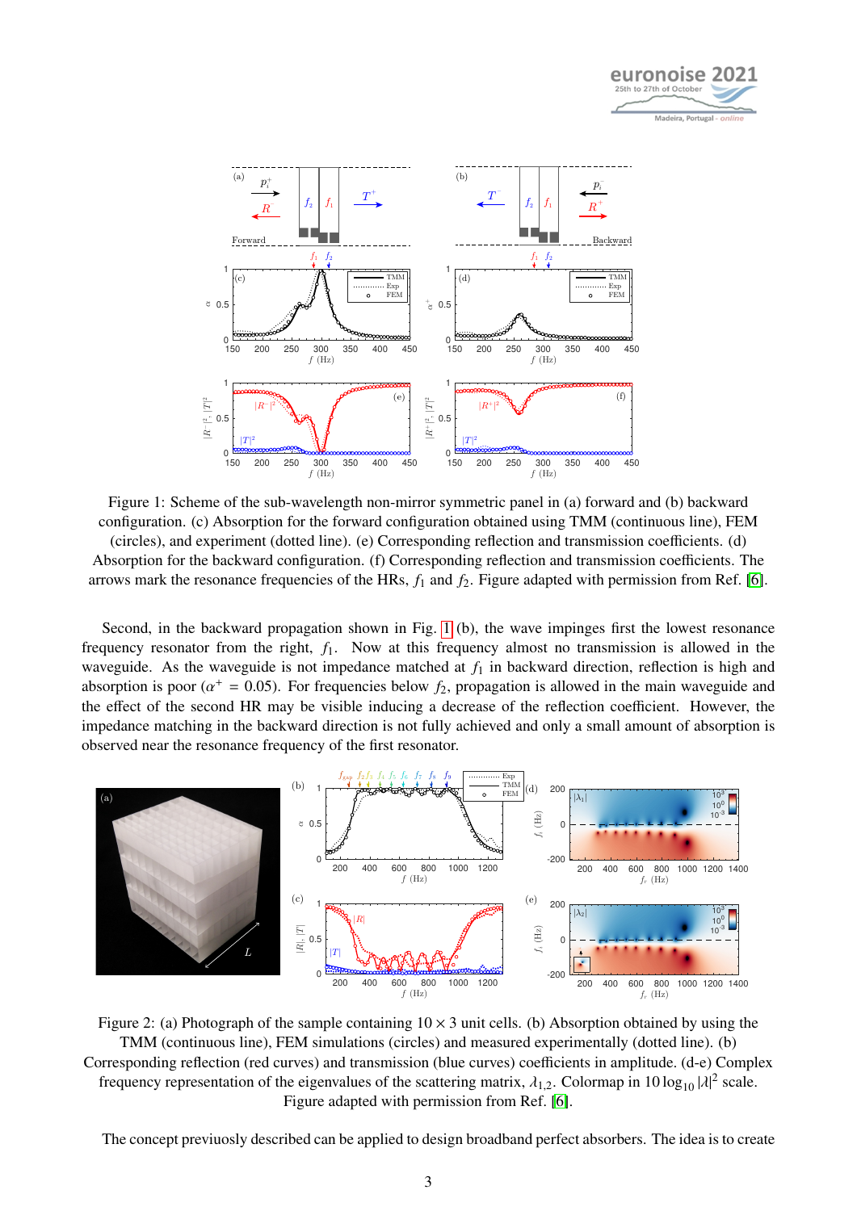Figure 1: Scheme of the sub-wavelength non-mirror symmetric panel in (a) forward and (b) backward configuration. (c) Absorption for the forward configuration obtained using TMM (continuous line), FEM (circles), and experiment (dotted line). (e) Corresponding reflection and transmission coefficients. (d) Absorption for the backward configuration. (f) Corresponding reflection and transmission coefficients. The arrows mark the resonance frequencies of the HRs, $f_1$ and $f_2$. Figure adapted with permission from Ref. [6].

Second, in the backward propagation shown in Fig. 1 (b), the wave impinges first the lowest resonance frequency resonator from the right, $f_1$. Now at this frequency almost no transmission is allowed in the waveguide. As the waveguide is not impedance matched at $f_1$ in backward direction, reflection is high and absorption is poor ($\alpha^+ = 0.05$). For frequencies below $f_2$, propagation is allowed in the main waveguide and the effect of the second HR may be visible inducing a decrease of the reflection coefficient. However, the impedance matching in the backward direction is not fully achieved and only a small amount of absorption is observed near the resonance frequency of the first resonator.

Figure 2: (a) Photograph of the sample containing $10 \times 3$ unit cells. (b) Absorption obtained by using the TMM (continuous line), FEM simulations (circles) and measured experimentally (dotted line). (b) Corresponding reflection (red curves) and transmission (blue curves) coefficients in amplitude. (d-e) Complex frequency representation of the eigenvalues of the scattering matrix, $\lambda_{1,2}$. Colormap in $10 \log_{10} |\lambda|^2$ scale. Figure adapted with permission from Ref. [6].

The concept previuosly described can be applied to design broadband perfect absorbers. The idea is to create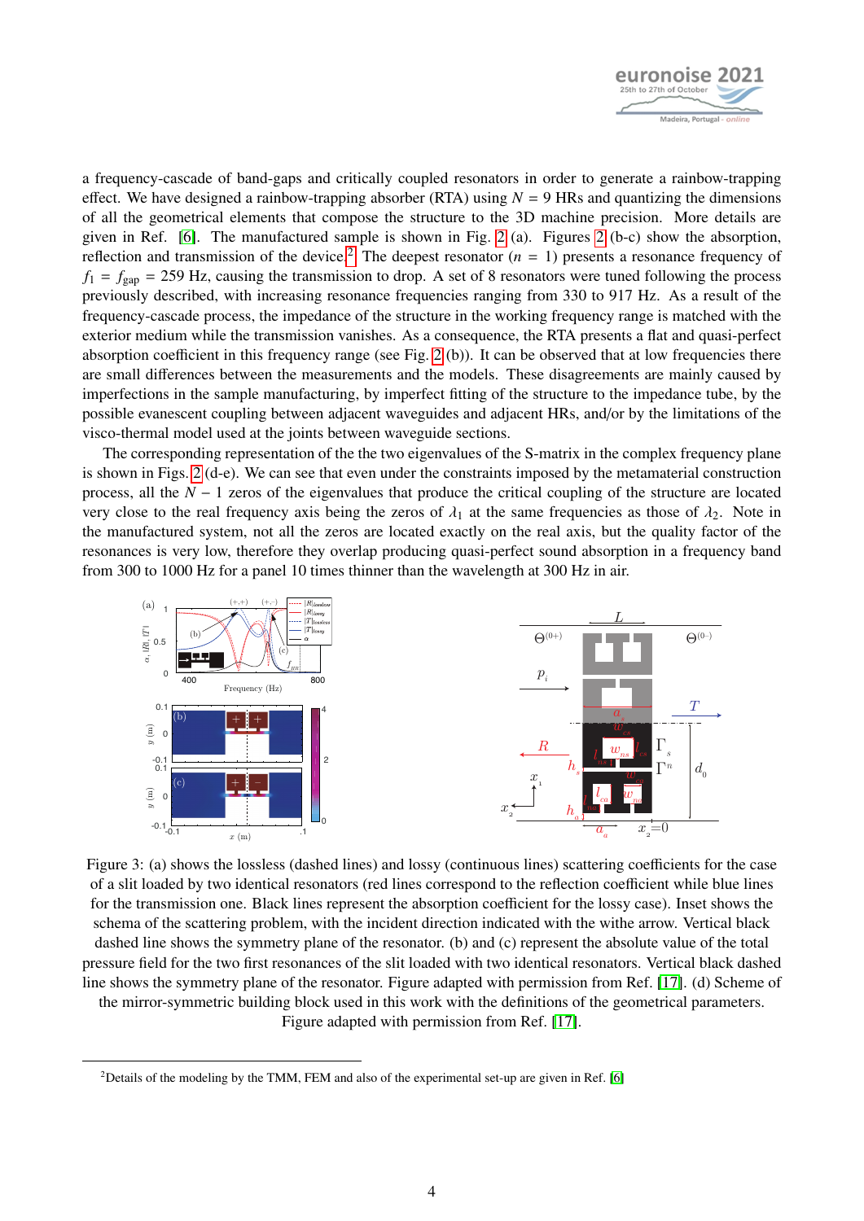a frequency-cascade of band-gaps and critically coupled resonators in order to generate a rainbow-trapping effect. We have designed a rainbow-trapping absorber (RTA) using $N = 9$ HRs and quantizing the dimensions of all the geometrical elements that compose the structure to the 3D machine precision. More details are given in Ref. [6]. The manufactured sample is shown in Fig. 2 (a). Figures 2 (b-c) show the absorption, reflection and transmission of the device.[2] The deepest resonator ($n = 1$) presents a resonance frequency of $f_1 = f_{\text{gap}} = 259$ Hz, causing the transmission to drop. A set of 8 resonators were tuned following the process previously described, with increasing resonance frequencies ranging from 330 to 917 Hz. As a result of the frequency-cascade process, the impedance of the structure in the working frequency range is matched with the exterior medium while the transmission vanishes. As a consequence, the RTA presents a flat and quasi-perfect absorption coefficient in this frequency range (see Fig. 2 (b)). It can be observed that at low frequencies there are small differences between the measurements and the models. These disagreements are mainly caused by imperfections in the sample manufacturing, by imperfect fitting of the structure to the impedance tube, by the possible evanescent coupling between adjacent waveguides and adjacent HRs, and/or by the limitations of the visco-thermal model used at the joints between waveguide sections.

The corresponding representation of the the two eigenvalues of the S-matrix in the complex frequency plane is shown in Figs. 2 (d-e). We can see that even under the constraints imposed by the metamaterial construction process, all the $N - 1$ zeros of the eigenvalues that produce the critical coupling of the structure are located very close to the real frequency axis being the zeros of $\lambda_1$ at the same frequencies as those of $\lambda_2$. Note in the manufactured system, not all the zeros are located exactly on the real axis, but the quality factor of the resonances is very low, therefore they overlap producing quasi-perfect sound absorption in a frequency band from 300 to 1000 Hz for a panel 10 times thinner than the wavelength at 300 Hz in air.

Figure 3: (a) shows the lossless (dashed lines) and lossy (continuous lines) scattering coefficients for the case of a slit loaded by two identical resonators (red lines correspond to the reflection coefficient while blue lines for the transmission one. Black lines represent the absorption coefficient for the lossy case). Inset shows the schema of the scattering problem, with the incident direction indicated with the withe arrow. Vertical black dashed line shows the symmetry plane of the resonator. (b) and (c) represent the absolute value of the total pressure field for the two first resonances of the slit loaded with two identical resonators. Vertical black dashed line shows the symmetry plane of the resonator. Figure adapted with permission from Ref. [17]. (d) Scheme of the mirror-symmetric building block used in this work with the definitions of the geometrical parameters. Figure adapted with permission from Ref. [17].

[2] Details of the modeling by the TMM, FEM and also of the experimental set-up are given in Ref. [6]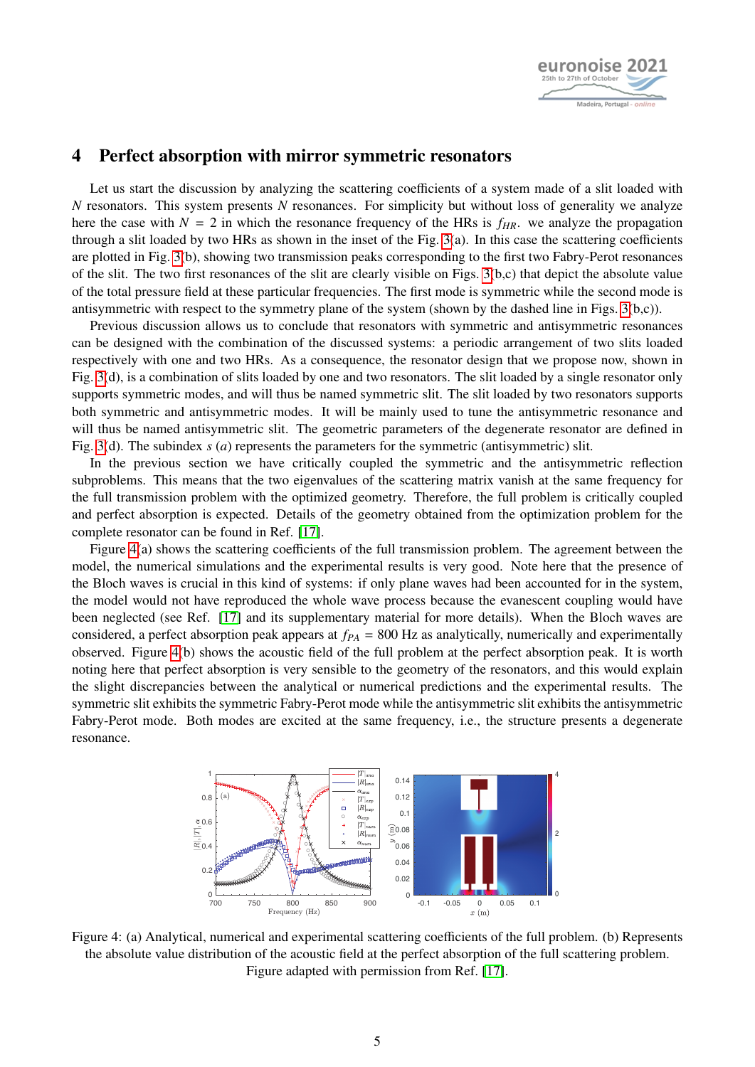## 4 Perfect absorption with mirror symmetric resonators

Let us start the discussion by analyzing the scattering coefficients of a system made of a slit loaded with $N$ resonators. This system presents $N$ resonances. For simplicity but without loss of generality we analyze here the case with $N = 2$ in which the resonance frequency of the HRs is $f_{HR}$. we analyze the propagation through a slit loaded by two HRs as shown in the inset of the Fig. 3(a). In this case the scattering coefficients are plotted in Fig. 3(b), showing two transmission peaks corresponding to the first two Fabry-Perot resonances of the slit. The two first resonances of the slit are clearly visible on Figs. 3(b,c) that depict the absolute value of the total pressure field at these particular frequencies. The first mode is symmetric while the second mode is antisymmetric with respect to the symmetry plane of the system (shown by the dashed line in Figs. 3(b,c)).

Previous discussion allows us to conclude that resonators with symmetric and antisymmetric resonances can be designed with the combination of the discussed systems: a periodic arrangement of two slits loaded respectively with one and two HRs. As a consequence, the resonator design that we propose now, shown in Fig. 3(d), is a combination of slits loaded by one and two resonators. The slit loaded by a single resonator only supports symmetric modes, and will thus be named symmetric slit. The slit loaded by two resonators supports both symmetric and antisymmetric modes. It will be mainly used to tune the antisymmetric resonance and will thus be named antisymmetric slit. The geometric parameters of the degenerate resonator are defined in Fig. 3(d). The subindex $s$ ($a$) represents the parameters for the symmetric (antisymmetric) slit.

In the previous section we have critically coupled the symmetric and the antisymmetric reflection subproblems. This means that the two eigenvalues of the scattering matrix vanish at the same frequency for the full transmission problem with the optimized geometry. Therefore, the full problem is critically coupled and perfect absorption is expected. Details of the geometry obtained from the optimization problem for the complete resonator can be found in Ref. [17].

Figure 4(a) shows the scattering coefficients of the full transmission problem. The agreement between the model, the numerical simulations and the experimental results is very good. Note here that the presence of the Bloch waves is crucial in this kind of systems: if only plane waves had been accounted for in the system, the model would not have reproduced the whole wave process because the evanescent coupling would have been neglected (see Ref. [17] and its supplementary material for more details). When the Bloch waves are considered, a perfect absorption peak appears at $f_{PA} = 800$ Hz as analytically, numerically and experimentally observed. Figure 4(b) shows the acoustic field of the full problem at the perfect absorption peak. It is worth noting here that perfect absorption is very sensible to the geometry of the resonators, and this would explain the slight discrepancies between the analytical or numerical predictions and the experimental results. The symmetric slit exhibits the symmetric Fabry-Perot mode while the antisymmetric slit exhibits the antisymmetric Fabry-Perot mode. Both modes are excited at the same frequency, i.e., the structure presents a degenerate resonance.

Figure 4: (a) Analytical, numerical and experimental scattering coefficients of the full problem. (b) Represents the absolute value distribution of the acoustic field at the perfect absorption of the full scattering problem. Figure adapted with permission from Ref. [17].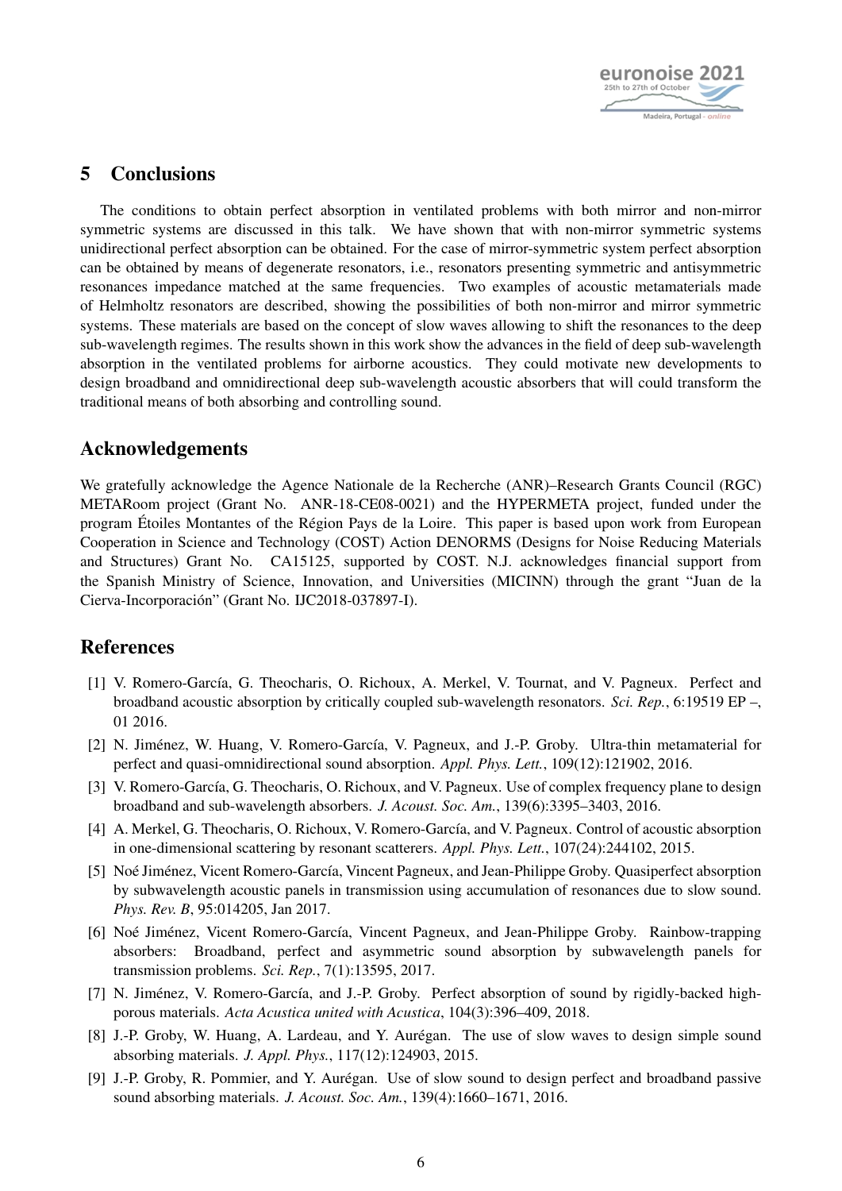## 5 Conclusions

The conditions to obtain perfect absorption in ventilated problems with both mirror and non-mirror symmetric systems are discussed in this talk. We have shown that with non-mirror symmetric systems unidirectional perfect absorption can be obtained. For the case of mirror-symmetric system perfect absorption can be obtained by means of degenerate resonators, i.e., resonators presenting symmetric and antisymmetric resonances impedance matched at the same frequencies. Two examples of acoustic metamaterials made of Helmholtz resonators are described, showing the possibilities of both non-mirror and mirror symmetric systems. These materials are based on the concept of slow waves allowing to shift the resonances to the deep sub-wavelength regimes. The results shown in this work show the advances in the field of deep sub-wavelength absorption in the ventilated problems for airborne acoustics. They could motivate new developments to design broadband and omnidirectional deep sub-wavelength acoustic absorbers that will could transform the traditional means of both absorbing and controlling sound.

## Acknowledgements

We gratefully acknowledge the Agence Nationale de la Recherche (ANR)–Research Grants Council (RGC) METARoom project (Grant No. ANR-18-CE08-0021) and the HYPERMETA project, funded under the program Étoiles Montantes of the Région Pays de la Loire. This paper is based upon work from European Cooperation in Science and Technology (COST) Action DENORMS (Designs for Noise Reducing Materials and Structures) Grant No. CA15125, supported by COST. N.J. acknowledges financial support from the Spanish Ministry of Science, Innovation, and Universities (MICINN) through the grant "Juan de la Cierva-Incorporación" (Grant No. IJC2018-037897-I).

## References

[1] V. Romero-García, G. Theocharis, O. Richoux, A. Merkel, V. Tournat, and V. Pagneux. Perfect and broadband acoustic absorption by critically coupled sub-wavelength resonators. *Sci. Rep.*, 6:19519 EP –, 01 2016.

[2] N. Jiménez, W. Huang, V. Romero-García, V. Pagneux, and J.-P. Groby. Ultra-thin metamaterial for perfect and quasi-omnidirectional sound absorption. *Appl. Phys. Lett.*, 109(12):121902, 2016.

[3] V. Romero-García, G. Theocharis, O. Richoux, and V. Pagneux. Use of complex frequency plane to design broadband and sub-wavelength absorbers. *J. Acoust. Soc. Am.*, 139(6):3395–3403, 2016.

[4] A. Merkel, G. Theocharis, O. Richoux, V. Romero-García, and V. Pagneux. Control of acoustic absorption in one-dimensional scattering by resonant scatterers. *Appl. Phys. Lett.*, 107(24):244102, 2015.

[5] Noé Jiménez, Vicent Romero-García, Vincent Pagneux, and Jean-Philippe Groby. Quasiperfect absorption by subwavelength acoustic panels in transmission using accumulation of resonances due to slow sound. *Phys. Rev. B*, 95:014205, Jan 2017.

[6] Noé Jiménez, Vicent Romero-García, Vincent Pagneux, and Jean-Philippe Groby. Rainbow-trapping absorbers: Broadband, perfect and asymmetric sound absorption by subwavelength panels for transmission problems. *Sci. Rep.*, 7(1):13595, 2017.

[7] N. Jiménez, V. Romero-García, and J.-P. Groby. Perfect absorption of sound by rigidly-backed high-porous materials. *Acta Acustica united with Acustica*, 104(3):396–409, 2018.

[8] J.-P. Groby, W. Huang, A. Lardeau, and Y. Aurégan. The use of slow waves to design simple sound absorbing materials. *J. Appl. Phys.*, 117(12):124903, 2015.

[9] J.-P. Groby, R. Pommier, and Y. Aurégan. Use of slow sound to design perfect and broadband passive sound absorbing materials. *J. Acoust. Soc. Am.*, 139(4):1660–1671, 2016.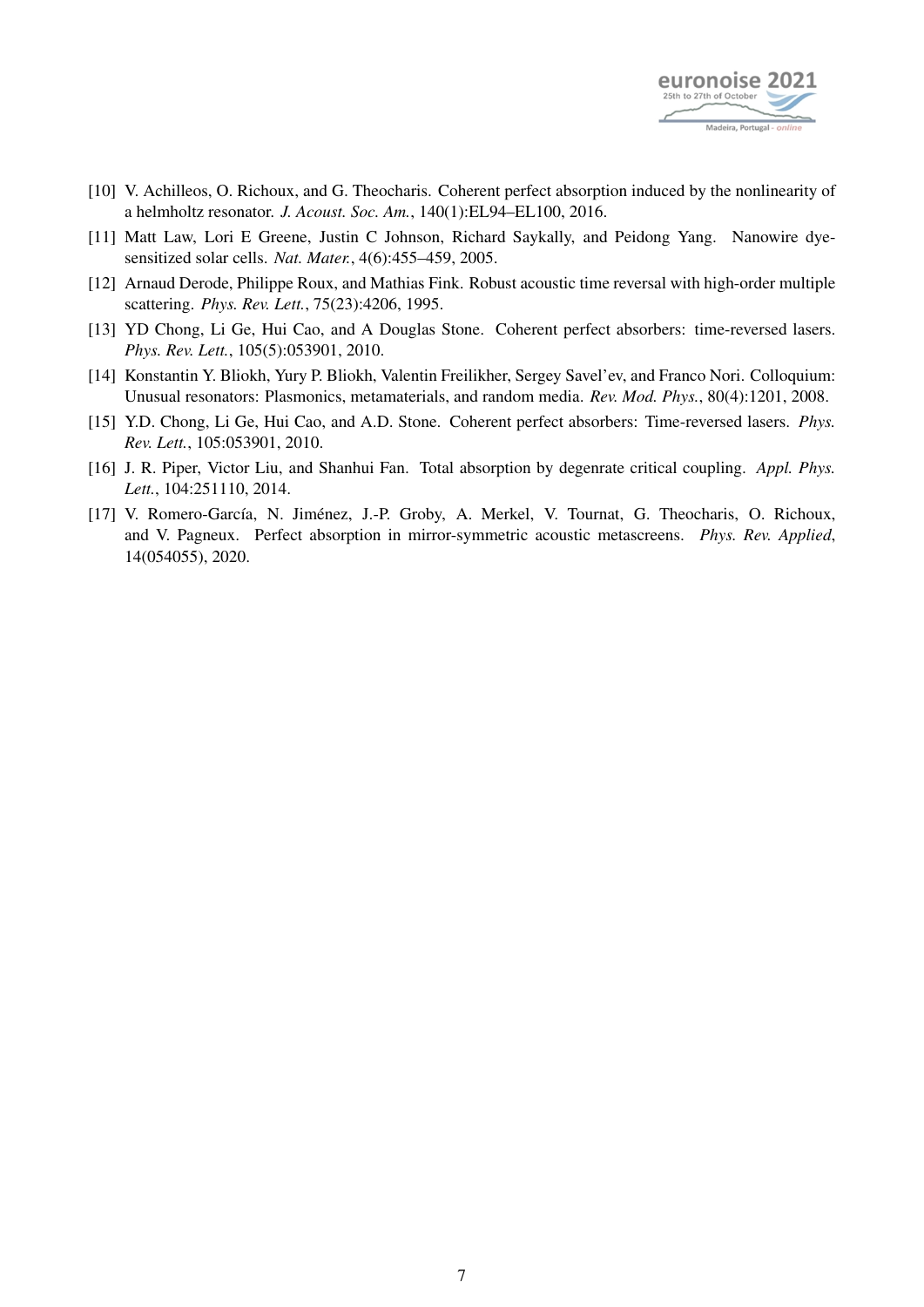[10] V. Achilleos, O. Richoux, and G. Theocharis. Coherent perfect absorption induced by the nonlinearity of a helmholtz resonator. *J. Acoust. Soc. Am.*, 140(1):EL94–EL100, 2016.

[11] Matt Law, Lori E Greene, Justin C Johnson, Richard Saykally, and Peidong Yang. Nanowire dye-sensitized solar cells. *Nat. Mater.*, 4(6):455–459, 2005.

[12] Arnaud Derode, Philippe Roux, and Mathias Fink. Robust acoustic time reversal with high-order multiple scattering. *Phys. Rev. Lett.*, 75(23):4206, 1995.

[13] YD Chong, Li Ge, Hui Cao, and A Douglas Stone. Coherent perfect absorbers: time-reversed lasers. *Phys. Rev. Lett.*, 105(5):053901, 2010.

[14] Konstantin Y. Bliokh, Yury P. Bliokh, Valentin Freilikher, Sergey Savel'ev, and Franco Nori. Colloquium: Unusual resonators: Plasmonics, metamaterials, and random media. *Rev. Mod. Phys.*, 80(4):1201, 2008.

[15] Y.D. Chong, Li Ge, Hui Cao, and A.D. Stone. Coherent perfect absorbers: Time-reversed lasers. *Phys. Rev. Lett.*, 105:053901, 2010.

[16] J. R. Piper, Victor Liu, and Shanhui Fan. Total absorption by degenrate critical coupling. *Appl. Phys. Lett.*, 104:251110, 2014.

[17] V. Romero-García, N. Jiménez, J.-P. Groby, A. Merkel, V. Tournat, G. Theocharis, O. Richoux, and V. Pagneux. Perfect absorption in mirror-symmetric acoustic metascreens. *Phys. Rev. Applied*, 14(054055), 2020.